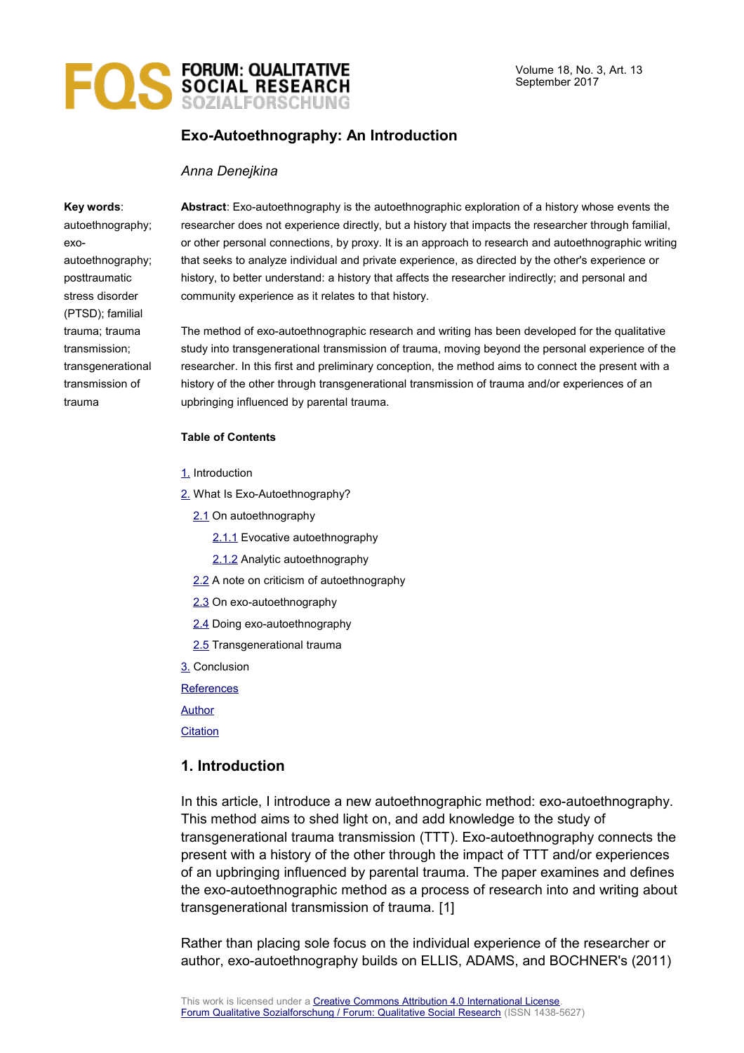# Exo-Autoethnography: An Introduction

*Anna Denejkina*

**Key words**: autoethnography; exo-autoethnography; posttraumatic stress disorder (PTSD); familial trauma; trauma transmission; transgenerational transmission of trauma

**Abstract**: Exo-autoethnography is the autoethnographic exploration of a history whose events the researcher does not experience directly, but a history that impacts the researcher through familial, or other personal connections, by proxy. It is an approach to research and autoethnographic writing that seeks to analyze individual and private experience, as directed by the other's experience or history, to better understand: a history that affects the researcher indirectly; and personal and community experience as it relates to that history.

The method of exo-autoethnographic research and writing has been developed for the qualitative study into transgenerational transmission of trauma, moving beyond the personal experience of the researcher. In this first and preliminary conception, the method aims to connect the present with a history of the other through transgenerational transmission of trauma and/or experiences of an upbringing influenced by parental trauma.

**Table of Contents**

1. Introduction
2. What Is Exo-Autoethnography?
   - 2.1 On autoethnography
     - 2.1.1 Evocative autoethnography
     - 2.1.2 Analytic autoethnography
   - 2.2 A note on criticism of autoethnography
   - 2.3 On exo-autoethnography
   - 2.4 Doing exo-autoethnography
   - 2.5 Transgenerational trauma
3. Conclusion

References

Author

Citation

## 1. Introduction

In this article, I introduce a new autoethnographic method: exo-autoethnography. This method aims to shed light on, and add knowledge to the study of transgenerational trauma transmission (TTT). Exo-autoethnography connects the present with a history of the other through the impact of TTT and/or experiences of an upbringing influenced by parental trauma. The paper examines and defines the exo-autoethnographic method as a process of research into and writing about transgenerational transmission of trauma. [1]

Rather than placing sole focus on the individual experience of the researcher or author, exo-autoethnography builds on ELLIS, ADAMS, and BOCHNER's (2011)

This work is licensed under a Creative Commons Attribution 4.0 International License.
Forum Qualitative Sozialforschung / Forum: Qualitative Social Research (ISSN 1438-5627)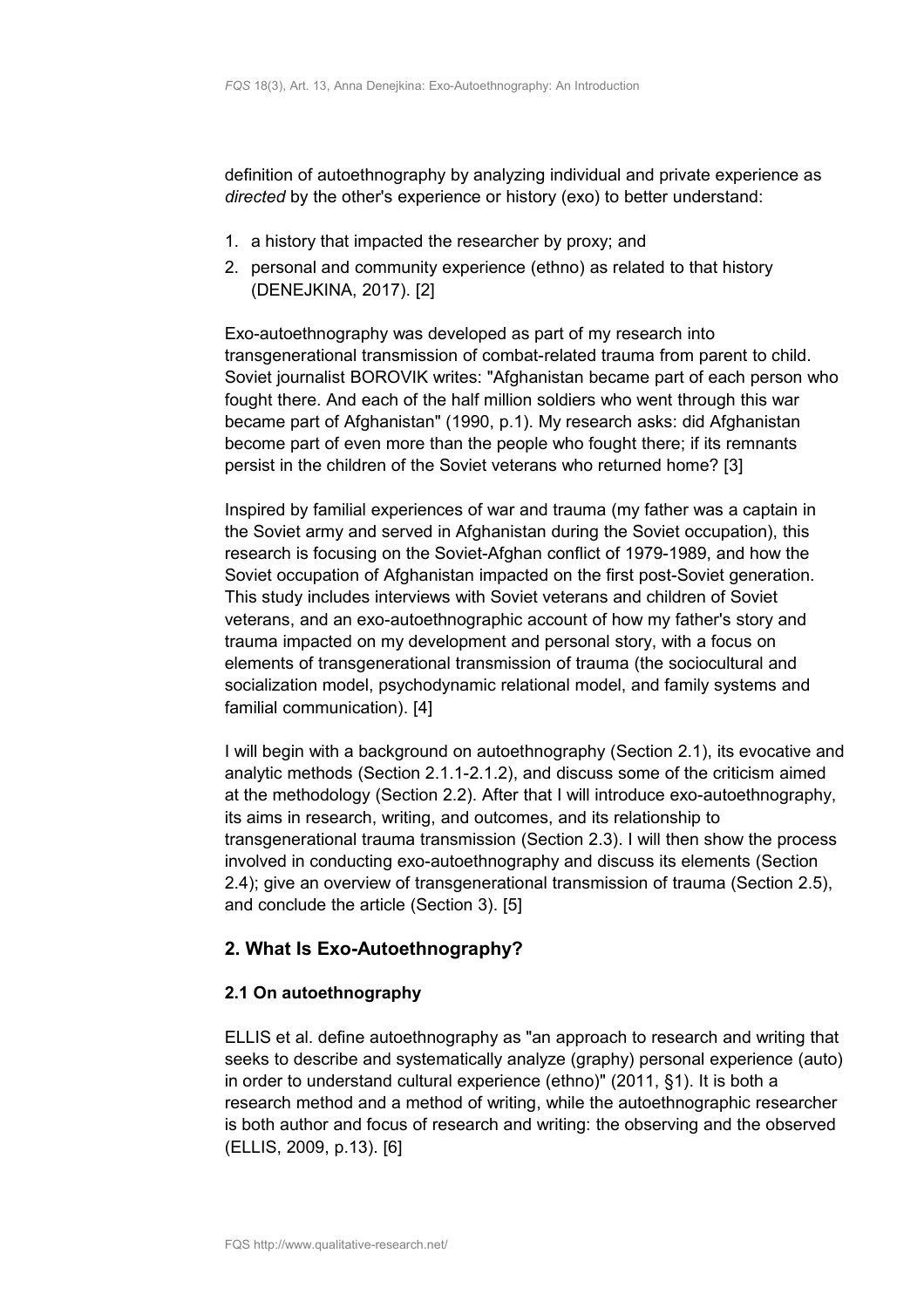definition of autoethnography by analyzing individual and private experience as *directed* by the other's experience or history (exo) to better understand:

1. a history that impacted the researcher by proxy; and
2. personal and community experience (ethno) as related to that history (DENEJKINA, 2017). [2]

Exo-autoethnography was developed as part of my research into transgenerational transmission of combat-related trauma from parent to child. Soviet journalist BOROVIK writes: "Afghanistan became part of each person who fought there. And each of the half million soldiers who went through this war became part of Afghanistan" (1990, p.1). My research asks: did Afghanistan become part of even more than the people who fought there; if its remnants persist in the children of the Soviet veterans who returned home? [3]

Inspired by familial experiences of war and trauma (my father was a captain in the Soviet army and served in Afghanistan during the Soviet occupation), this research is focusing on the Soviet-Afghan conflict of 1979-1989, and how the Soviet occupation of Afghanistan impacted on the first post-Soviet generation. This study includes interviews with Soviet veterans and children of Soviet veterans, and an exo-autoethnographic account of how my father's story and trauma impacted on my development and personal story, with a focus on elements of transgenerational transmission of trauma (the sociocultural and socialization model, psychodynamic relational model, and family systems and familial communication). [4]

I will begin with a background on autoethnography (Section 2.1), its evocative and analytic methods (Section 2.1.1-2.1.2), and discuss some of the criticism aimed at the methodology (Section 2.2). After that I will introduce exo-autoethnography, its aims in research, writing, and outcomes, and its relationship to transgenerational trauma transmission (Section 2.3). I will then show the process involved in conducting exo-autoethnography and discuss its elements (Section 2.4); give an overview of transgenerational transmission of trauma (Section 2.5), and conclude the article (Section 3). [5]

## 2. What Is Exo-Autoethnography?

### 2.1 On autoethnography

ELLIS et al. define autoethnography as "an approach to research and writing that seeks to describe and systematically analyze (graphy) personal experience (auto) in order to understand cultural experience (ethno)" (2011, §1). It is both a research method and a method of writing, while the autoethnographic researcher is both author and focus of research and writing: the observing and the observed (ELLIS, 2009, p.13). [6]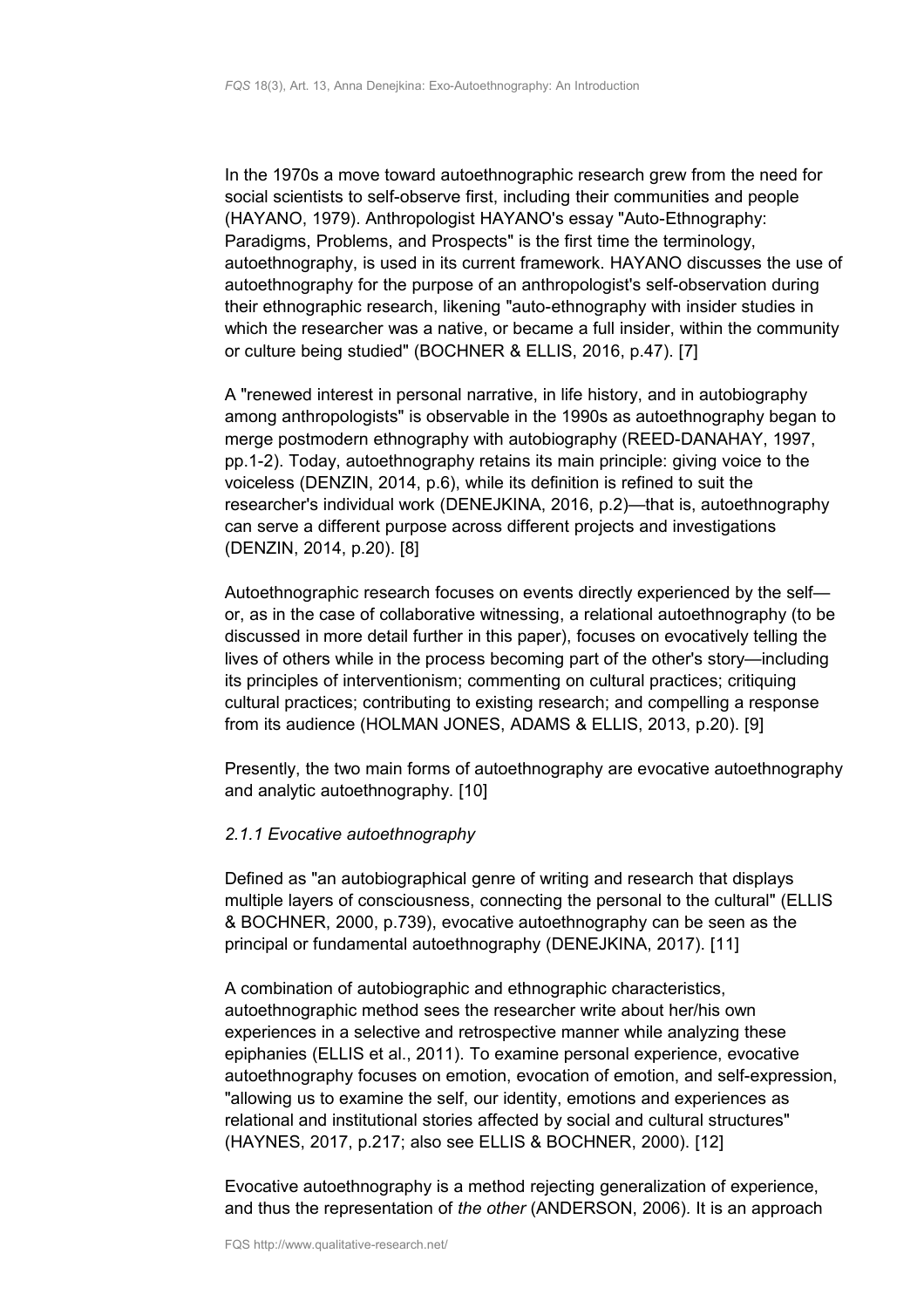In the 1970s a move toward autoethnographic research grew from the need for social scientists to self-observe first, including their communities and people (HAYANO, 1979). Anthropologist HAYANO's essay "Auto-Ethnography: Paradigms, Problems, and Prospects" is the first time the terminology, autoethnography, is used in its current framework. HAYANO discusses the use of autoethnography for the purpose of an anthropologist's self-observation during their ethnographic research, likening "auto-ethnography with insider studies in which the researcher was a native, or became a full insider, within the community or culture being studied" (BOCHNER & ELLIS, 2016, p.47). [7]

A "renewed interest in personal narrative, in life history, and in autobiography among anthropologists" is observable in the 1990s as autoethnography began to merge postmodern ethnography with autobiography (REED-DANAHAY, 1997, pp.1-2). Today, autoethnography retains its main principle: giving voice to the voiceless (DENZIN, 2014, p.6), while its definition is refined to suit the researcher's individual work (DENEJKINA, 2016, p.2)—that is, autoethnography can serve a different purpose across different projects and investigations (DENZIN, 2014, p.20). [8]

Autoethnographic research focuses on events directly experienced by the self—or, as in the case of collaborative witnessing, a relational autoethnography (to be discussed in more detail further in this paper), focuses on evocatively telling the lives of others while in the process becoming part of the other's story—including its principles of interventionism; commenting on cultural practices; critiquing cultural practices; contributing to existing research; and compelling a response from its audience (HOLMAN JONES, ADAMS & ELLIS, 2013, p.20). [9]

Presently, the two main forms of autoethnography are evocative autoethnography and analytic autoethnography. [10]

#### *2.1.1 Evocative autoethnography*

Defined as "an autobiographical genre of writing and research that displays multiple layers of consciousness, connecting the personal to the cultural" (ELLIS & BOCHNER, 2000, p.739), evocative autoethnography can be seen as the principal or fundamental autoethnography (DENEJKINA, 2017). [11]

A combination of autobiographic and ethnographic characteristics, autoethnographic method sees the researcher write about her/his own experiences in a selective and retrospective manner while analyzing these epiphanies (ELLIS et al., 2011). To examine personal experience, evocative autoethnography focuses on emotion, evocation of emotion, and self-expression, "allowing us to examine the self, our identity, emotions and experiences as relational and institutional stories affected by social and cultural structures" (HAYNES, 2017, p.217; also see ELLIS & BOCHNER, 2000). [12]

Evocative autoethnography is a method rejecting generalization of experience, and thus the representation of *the other* (ANDERSON, 2006). It is an approach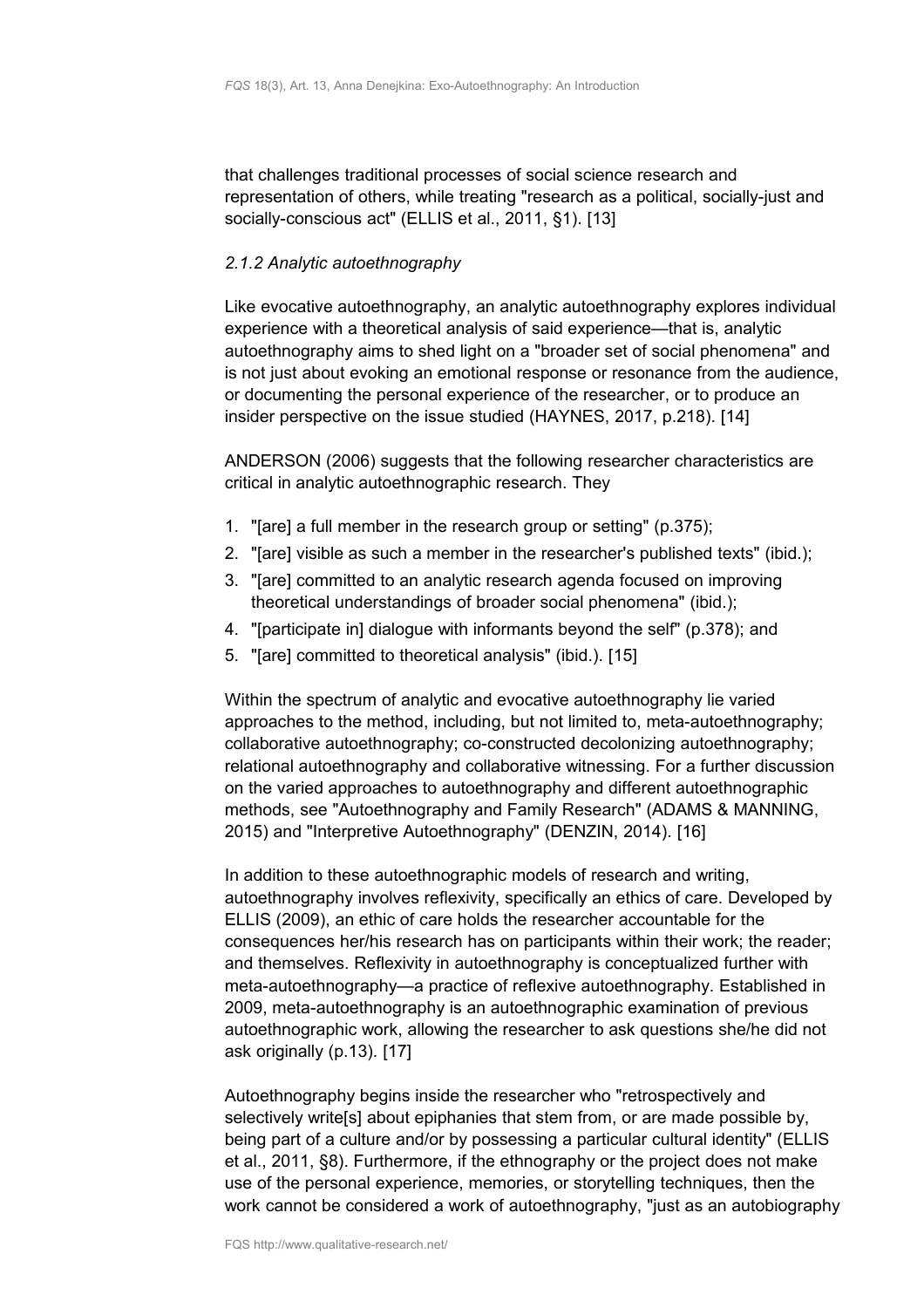that challenges traditional processes of social science research and representation of others, while treating "research as a political, socially-just and socially-conscious act" (ELLIS et al., 2011, §1). [13]

### *2.1.2 Analytic autoethnography*

Like evocative autoethnography, an analytic autoethnography explores individual experience with a theoretical analysis of said experience—that is, analytic autoethnography aims to shed light on a "broader set of social phenomena" and is not just about evoking an emotional response or resonance from the audience, or documenting the personal experience of the researcher, or to produce an insider perspective on the issue studied (HAYNES, 2017, p.218). [14]

ANDERSON (2006) suggests that the following researcher characteristics are critical in analytic autoethnographic research. They

1. "[are] a full member in the research group or setting" (p.375);
2. "[are] visible as such a member in the researcher's published texts" (ibid.);
3. "[are] committed to an analytic research agenda focused on improving theoretical understandings of broader social phenomena" (ibid.);
4. "[participate in] dialogue with informants beyond the self" (p.378); and
5. "[are] committed to theoretical analysis" (ibid.). [15]

Within the spectrum of analytic and evocative autoethnography lie varied approaches to the method, including, but not limited to, meta-autoethnography; collaborative autoethnography; co-constructed decolonizing autoethnography; relational autoethnography and collaborative witnessing. For a further discussion on the varied approaches to autoethnography and different autoethnographic methods, see "Autoethnography and Family Research" (ADAMS & MANNING, 2015) and "Interpretive Autoethnography" (DENZIN, 2014). [16]

In addition to these autoethnographic models of research and writing, autoethnography involves reflexivity, specifically an ethics of care. Developed by ELLIS (2009), an ethic of care holds the researcher accountable for the consequences her/his research has on participants within their work; the reader; and themselves. Reflexivity in autoethnography is conceptualized further with meta-autoethnography—a practice of reflexive autoethnography. Established in 2009, meta-autoethnography is an autoethnographic examination of previous autoethnographic work, allowing the researcher to ask questions she/he did not ask originally (p.13). [17]

Autoethnography begins inside the researcher who "retrospectively and selectively write[s] about epiphanies that stem from, or are made possible by, being part of a culture and/or by possessing a particular cultural identity" (ELLIS et al., 2011, §8). Furthermore, if the ethnography or the project does not make use of the personal experience, memories, or storytelling techniques, then the work cannot be considered a work of autoethnography, "just as an autobiography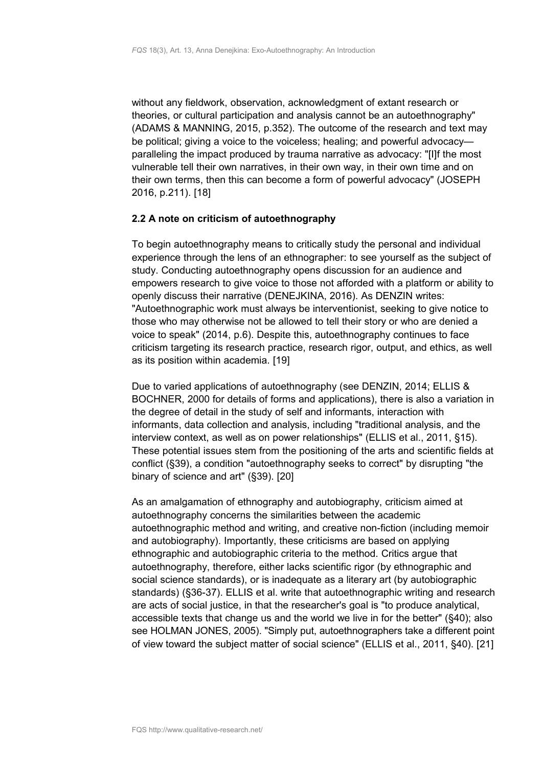without any fieldwork, observation, acknowledgment of extant research or theories, or cultural participation and analysis cannot be an autoethnography" (ADAMS & MANNING, 2015, p.352). The outcome of the research and text may be political; giving a voice to the voiceless; healing; and powerful advocacy—paralleling the impact produced by trauma narrative as advocacy: "[I]f the most vulnerable tell their own narratives, in their own way, in their own time and on their own terms, then this can become a form of powerful advocacy" (JOSEPH 2016, p.211). [18]

### 2.2 A note on criticism of autoethnography

To begin autoethnography means to critically study the personal and individual experience through the lens of an ethnographer: to see yourself as the subject of study. Conducting autoethnography opens discussion for an audience and empowers research to give voice to those not afforded with a platform or ability to openly discuss their narrative (DENEJKINA, 2016). As DENZIN writes: "Autoethnographic work must always be interventionist, seeking to give notice to those who may otherwise not be allowed to tell their story or who are denied a voice to speak" (2014, p.6). Despite this, autoethnography continues to face criticism targeting its research practice, research rigor, output, and ethics, as well as its position within academia. [19]

Due to varied applications of autoethnography (see DENZIN, 2014; ELLIS & BOCHNER, 2000 for details of forms and applications), there is also a variation in the degree of detail in the study of self and informants, interaction with informants, data collection and analysis, including "traditional analysis, and the interview context, as well as on power relationships" (ELLIS et al., 2011, §15). These potential issues stem from the positioning of the arts and scientific fields at conflict (§39), a condition "autoethnography seeks to correct" by disrupting "the binary of science and art" (§39). [20]

As an amalgamation of ethnography and autobiography, criticism aimed at autoethnography concerns the similarities between the academic autoethnographic method and writing, and creative non-fiction (including memoir and autobiography). Importantly, these criticisms are based on applying ethnographic and autobiographic criteria to the method. Critics argue that autoethnography, therefore, either lacks scientific rigor (by ethnographic and social science standards), or is inadequate as a literary art (by autobiographic standards) (§36-37). ELLIS et al. write that autoethnographic writing and research are acts of social justice, in that the researcher's goal is "to produce analytical, accessible texts that change us and the world we live in for the better" (§40); also see HOLMAN JONES, 2005). "Simply put, autoethnographers take a different point of view toward the subject matter of social science" (ELLIS et al., 2011, §40). [21]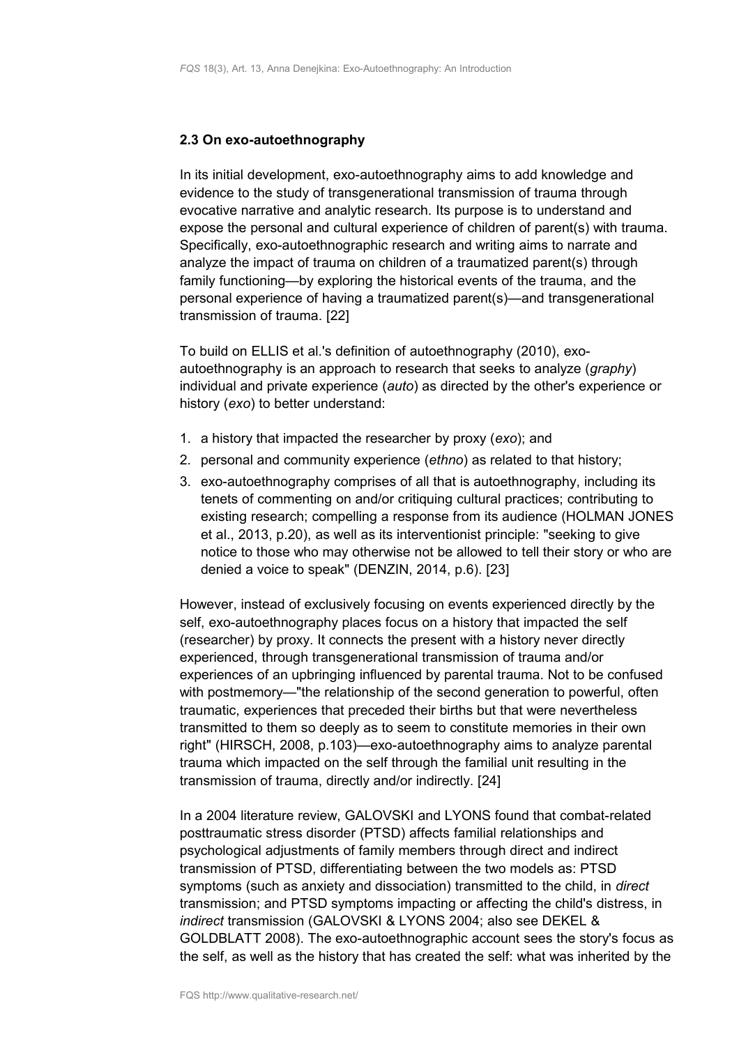### 2.3 On exo-autoethnography

In its initial development, exo-autoethnography aims to add knowledge and evidence to the study of transgenerational transmission of trauma through evocative narrative and analytic research. Its purpose is to understand and expose the personal and cultural experience of children of parent(s) with trauma. Specifically, exo-autoethnographic research and writing aims to narrate and analyze the impact of trauma on children of a traumatized parent(s) through family functioning—by exploring the historical events of the trauma, and the personal experience of having a traumatized parent(s)—and transgenerational transmission of trauma. [22]

To build on ELLIS et al.'s definition of autoethnography (2010), exo-autoethnography is an approach to research that seeks to analyze (*graphy*) individual and private experience (*auto*) as directed by the other's experience or history (*exo*) to better understand:

1. a history that impacted the researcher by proxy (*exo*); and
2. personal and community experience (*ethno*) as related to that history;
3. exo-autoethnography comprises of all that is autoethnography, including its tenets of commenting on and/or critiquing cultural practices; contributing to existing research; compelling a response from its audience (HOLMAN JONES et al., 2013, p.20), as well as its interventionist principle: "seeking to give notice to those who may otherwise not be allowed to tell their story or who are denied a voice to speak" (DENZIN, 2014, p.6). [23]

However, instead of exclusively focusing on events experienced directly by the self, exo-autoethnography places focus on a history that impacted the self (researcher) by proxy. It connects the present with a history never directly experienced, through transgenerational transmission of trauma and/or experiences of an upbringing influenced by parental trauma. Not to be confused with postmemory—"the relationship of the second generation to powerful, often traumatic, experiences that preceded their births but that were nevertheless transmitted to them so deeply as to seem to constitute memories in their own right" (HIRSCH, 2008, p.103)—exo-autoethnography aims to analyze parental trauma which impacted on the self through the familial unit resulting in the transmission of trauma, directly and/or indirectly. [24]

In a 2004 literature review, GALOVSKI and LYONS found that combat-related posttraumatic stress disorder (PTSD) affects familial relationships and psychological adjustments of family members through direct and indirect transmission of PTSD, differentiating between the two models as: PTSD symptoms (such as anxiety and dissociation) transmitted to the child, in *direct* transmission; and PTSD symptoms impacting or affecting the child's distress, in *indirect* transmission (GALOVSKI & LYONS 2004; also see DEKEL & GOLDBLATT 2008). The exo-autoethnographic account sees the story's focus as the self, as well as the history that has created the self: what was inherited by the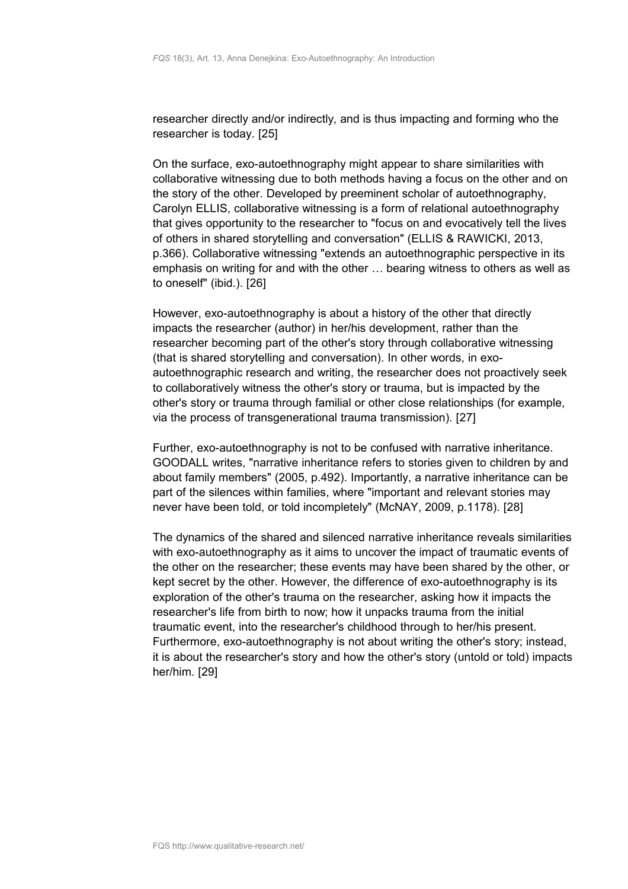researcher directly and/or indirectly, and is thus impacting and forming who the researcher is today. [25]

On the surface, exo-autoethnography might appear to share similarities with collaborative witnessing due to both methods having a focus on the other and on the story of the other. Developed by preeminent scholar of autoethnography, Carolyn ELLIS, collaborative witnessing is a form of relational autoethnography that gives opportunity to the researcher to "focus on and evocatively tell the lives of others in shared storytelling and conversation" (ELLIS & RAWICKI, 2013, p.366). Collaborative witnessing "extends an autoethnographic perspective in its emphasis on writing for and with the other … bearing witness to others as well as to oneself" (ibid.). [26]

However, exo-autoethnography is about a history of the other that directly impacts the researcher (author) in her/his development, rather than the researcher becoming part of the other's story through collaborative witnessing (that is shared storytelling and conversation). In other words, in exo-autoethnographic research and writing, the researcher does not proactively seek to collaboratively witness the other's story or trauma, but is impacted by the other's story or trauma through familial or other close relationships (for example, via the process of transgenerational trauma transmission). [27]

Further, exo-autoethnography is not to be confused with narrative inheritance. GOODALL writes, "narrative inheritance refers to stories given to children by and about family members" (2005, p.492). Importantly, a narrative inheritance can be part of the silences within families, where "important and relevant stories may never have been told, or told incompletely" (McNAY, 2009, p.1178). [28]

The dynamics of the shared and silenced narrative inheritance reveals similarities with exo-autoethnography as it aims to uncover the impact of traumatic events of the other on the researcher; these events may have been shared by the other, or kept secret by the other. However, the difference of exo-autoethnography is its exploration of the other's trauma on the researcher, asking how it impacts the researcher's life from birth to now; how it unpacks trauma from the initial traumatic event, into the researcher's childhood through to her/his present. Furthermore, exo-autoethnography is not about writing the other's story; instead, it is about the researcher's story and how the other's story (untold or told) impacts her/him. [29]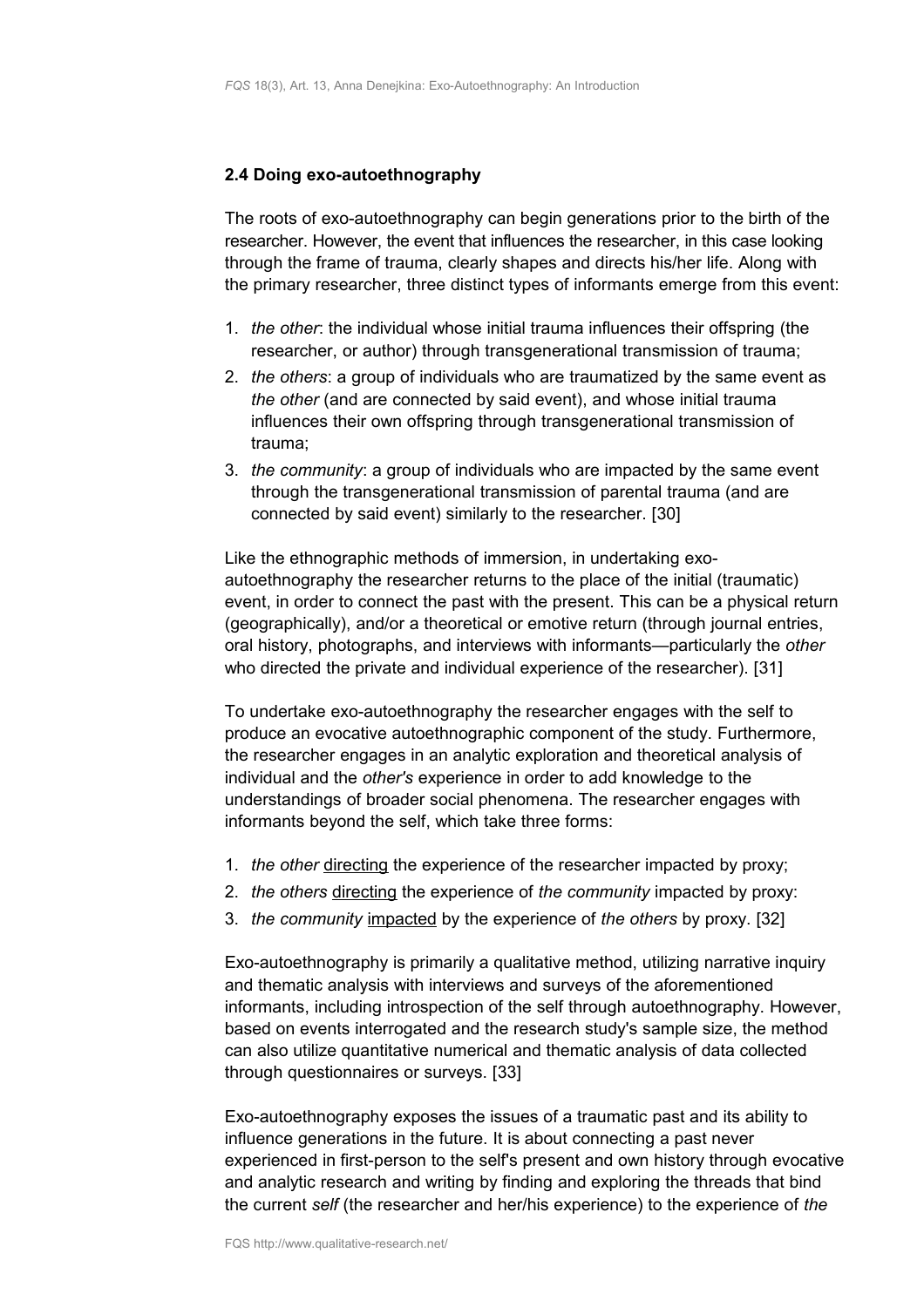### 2.4 Doing exo-autoethnography

The roots of exo-autoethnography can begin generations prior to the birth of the researcher. However, the event that influences the researcher, in this case looking through the frame of trauma, clearly shapes and directs his/her life. Along with the primary researcher, three distinct types of informants emerge from this event:

1. *the other*: the individual whose initial trauma influences their offspring (the researcher, or author) through transgenerational transmission of trauma;
2. *the others*: a group of individuals who are traumatized by the same event as *the other* (and are connected by said event), and whose initial trauma influences their own offspring through transgenerational transmission of trauma;
3. *the community*: a group of individuals who are impacted by the same event through the transgenerational transmission of parental trauma (and are connected by said event) similarly to the researcher. [30]

Like the ethnographic methods of immersion, in undertaking exo-autoethnography the researcher returns to the place of the initial (traumatic) event, in order to connect the past with the present. This can be a physical return (geographically), and/or a theoretical or emotive return (through journal entries, oral history, photographs, and interviews with informants—particularly the *other* who directed the private and individual experience of the researcher). [31]

To undertake exo-autoethnography the researcher engages with the self to produce an evocative autoethnographic component of the study. Furthermore, the researcher engages in an analytic exploration and theoretical analysis of individual and the *other's* experience in order to add knowledge to the understandings of broader social phenomena. The researcher engages with informants beyond the self, which take three forms:

1. *the other* directing the experience of the researcher impacted by proxy;
2. *the others* directing the experience of *the community* impacted by proxy:
3. *the community* impacted by the experience of *the others* by proxy. [32]

Exo-autoethnography is primarily a qualitative method, utilizing narrative inquiry and thematic analysis with interviews and surveys of the aforementioned informants, including introspection of the self through autoethnography. However, based on events interrogated and the research study's sample size, the method can also utilize quantitative numerical and thematic analysis of data collected through questionnaires or surveys. [33]

Exo-autoethnography exposes the issues of a traumatic past and its ability to influence generations in the future. It is about connecting a past never experienced in first-person to the self's present and own history through evocative and analytic research and writing by finding and exploring the threads that bind the current *self* (the researcher and her/his experience) to the experience of *the*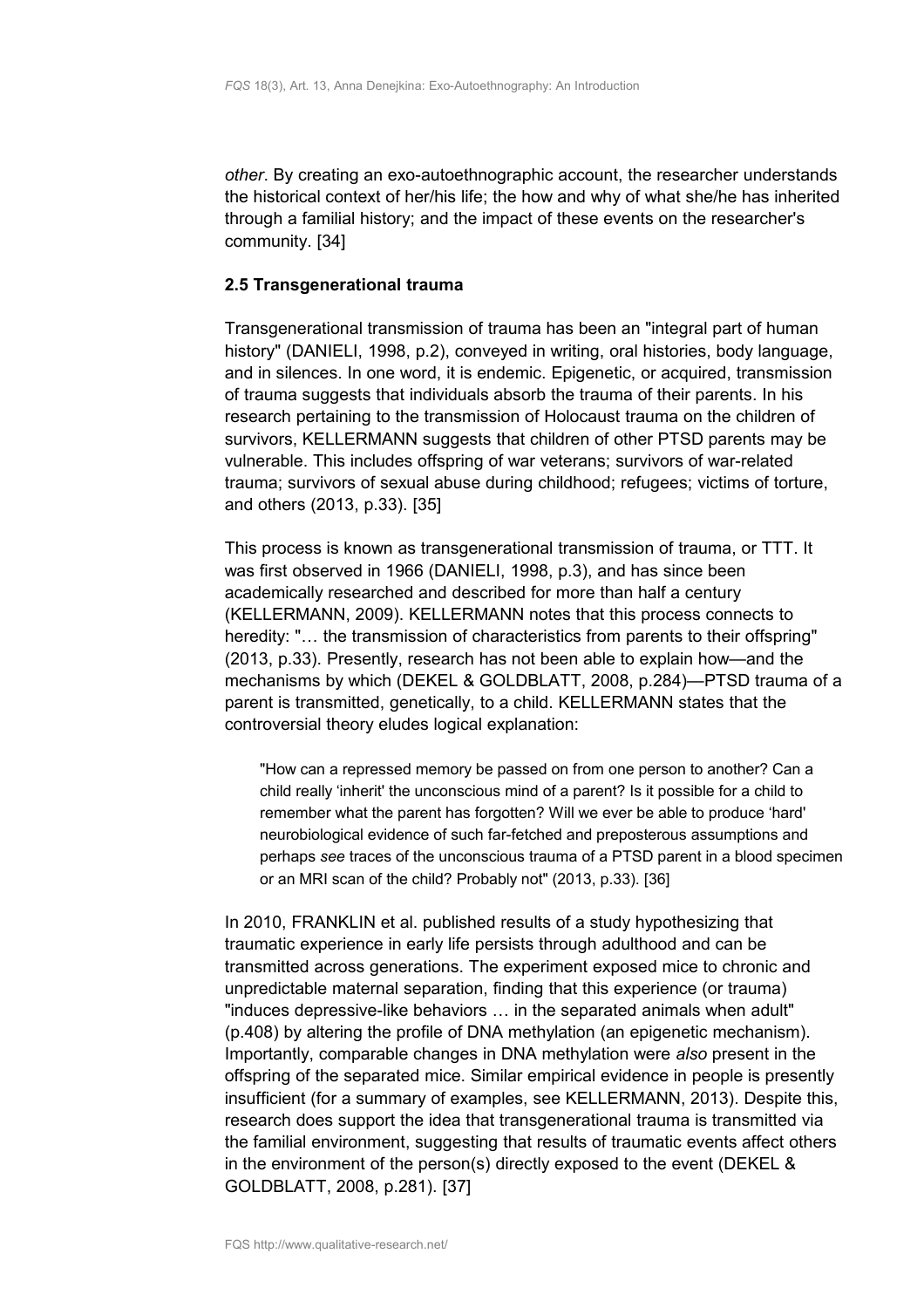*other*. By creating an exo-autoethnographic account, the researcher understands the historical context of her/his life; the how and why of what she/he has inherited through a familial history; and the impact of these events on the researcher's community. [34]

### 2.5 Transgenerational trauma

Transgenerational transmission of trauma has been an "integral part of human history" (DANIELI, 1998, p.2), conveyed in writing, oral histories, body language, and in silences. In one word, it is endemic. Epigenetic, or acquired, transmission of trauma suggests that individuals absorb the trauma of their parents. In his research pertaining to the transmission of Holocaust trauma on the children of survivors, KELLERMANN suggests that children of other PTSD parents may be vulnerable. This includes offspring of war veterans; survivors of war-related trauma; survivors of sexual abuse during childhood; refugees; victims of torture, and others (2013, p.33). [35]

This process is known as transgenerational transmission of trauma, or TTT. It was first observed in 1966 (DANIELI, 1998, p.3), and has since been academically researched and described for more than half a century (KELLERMANN, 2009). KELLERMANN notes that this process connects to heredity: "… the transmission of characteristics from parents to their offspring" (2013, p.33). Presently, research has not been able to explain how—and the mechanisms by which (DEKEL & GOLDBLATT, 2008, p.284)—PTSD trauma of a parent is transmitted, genetically, to a child. KELLERMANN states that the controversial theory eludes logical explanation:

> "How can a repressed memory be passed on from one person to another? Can a child really 'inherit' the unconscious mind of a parent? Is it possible for a child to remember what the parent has forgotten? Will we ever be able to produce 'hard' neurobiological evidence of such far-fetched and preposterous assumptions and perhaps *see* traces of the unconscious trauma of a PTSD parent in a blood specimen or an MRI scan of the child? Probably not" (2013, p.33). [36]

In 2010, FRANKLIN et al. published results of a study hypothesizing that traumatic experience in early life persists through adulthood and can be transmitted across generations. The experiment exposed mice to chronic and unpredictable maternal separation, finding that this experience (or trauma) "induces depressive-like behaviors … in the separated animals when adult" (p.408) by altering the profile of DNA methylation (an epigenetic mechanism). Importantly, comparable changes in DNA methylation were *also* present in the offspring of the separated mice. Similar empirical evidence in people is presently insufficient (for a summary of examples, see KELLERMANN, 2013). Despite this, research does support the idea that transgenerational trauma is transmitted via the familial environment, suggesting that results of traumatic events affect others in the environment of the person(s) directly exposed to the event (DEKEL & GOLDBLATT, 2008, p.281). [37]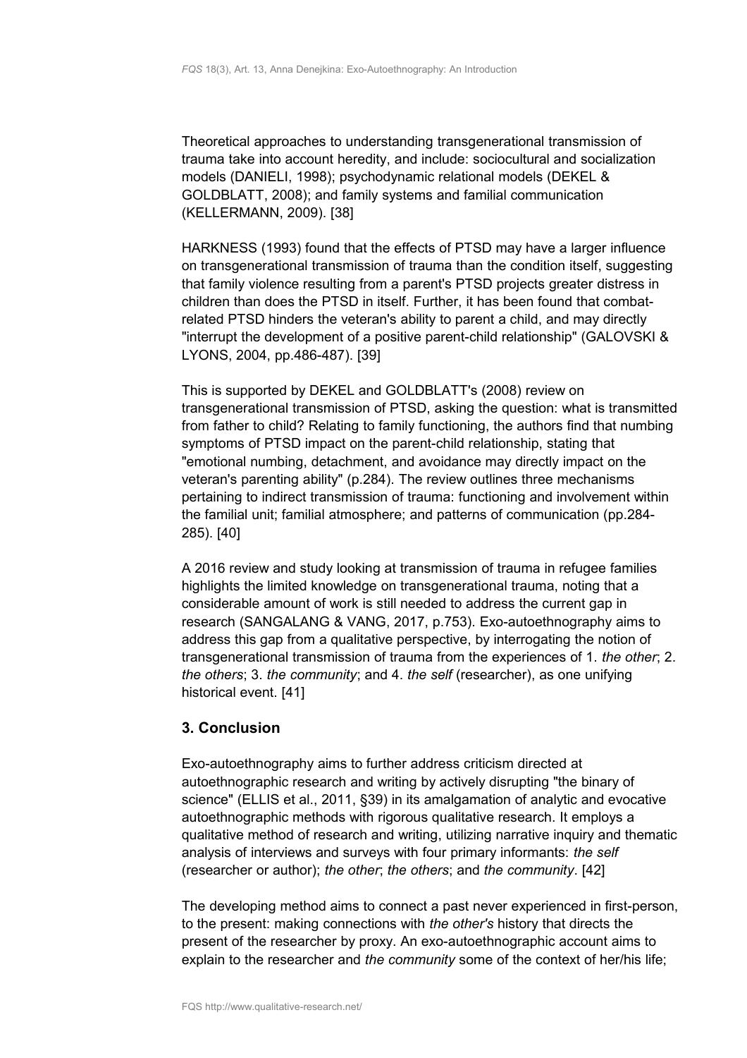Theoretical approaches to understanding transgenerational transmission of trauma take into account heredity, and include: sociocultural and socialization models (DANIELI, 1998); psychodynamic relational models (DEKEL & GOLDBLATT, 2008); and family systems and familial communication (KELLERMANN, 2009). [38]

HARKNESS (1993) found that the effects of PTSD may have a larger influence on transgenerational transmission of trauma than the condition itself, suggesting that family violence resulting from a parent's PTSD projects greater distress in children than does the PTSD in itself. Further, it has been found that combat-related PTSD hinders the veteran's ability to parent a child, and may directly "interrupt the development of a positive parent-child relationship" (GALOVSKI & LYONS, 2004, pp.486-487). [39]

This is supported by DEKEL and GOLDBLATT's (2008) review on transgenerational transmission of PTSD, asking the question: what is transmitted from father to child? Relating to family functioning, the authors find that numbing symptoms of PTSD impact on the parent-child relationship, stating that "emotional numbing, detachment, and avoidance may directly impact on the veteran's parenting ability" (p.284). The review outlines three mechanisms pertaining to indirect transmission of trauma: functioning and involvement within the familial unit; familial atmosphere; and patterns of communication (pp.284-285). [40]

A 2016 review and study looking at transmission of trauma in refugee families highlights the limited knowledge on transgenerational trauma, noting that a considerable amount of work is still needed to address the current gap in research (SANGALANG & VANG, 2017, p.753). Exo-autoethnography aims to address this gap from a qualitative perspective, by interrogating the notion of transgenerational transmission of trauma from the experiences of 1. *the other*; 2. *the others*; 3. *the community*; and 4. *the self* (researcher), as one unifying historical event. [41]

## 3. Conclusion

Exo-autoethnography aims to further address criticism directed at autoethnographic research and writing by actively disrupting "the binary of science" (ELLIS et al., 2011, §39) in its amalgamation of analytic and evocative autoethnographic methods with rigorous qualitative research. It employs a qualitative method of research and writing, utilizing narrative inquiry and thematic analysis of interviews and surveys with four primary informants: *the self* (researcher or author); *the other*; *the others*; and *the community*. [42]

The developing method aims to connect a past never experienced in first-person, to the present: making connections with *the other's* history that directs the present of the researcher by proxy. An exo-autoethnographic account aims to explain to the researcher and *the community* some of the context of her/his life;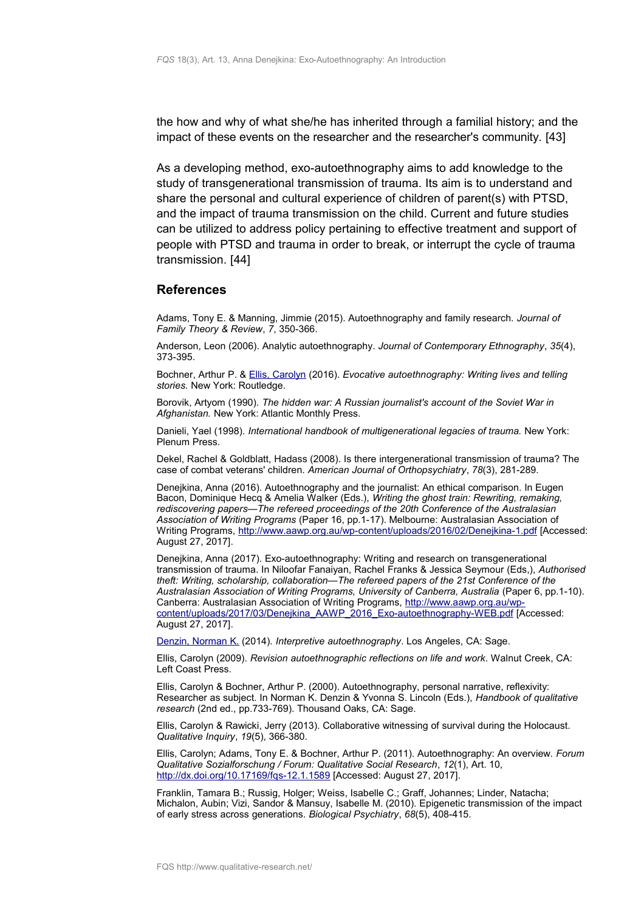the how and why of what she/he has inherited through a familial history; and the impact of these events on the researcher and the researcher's community. [43]

As a developing method, exo-autoethnography aims to add knowledge to the study of transgenerational transmission of trauma. Its aim is to understand and share the personal and cultural experience of children of parent(s) with PTSD, and the impact of trauma transmission on the child. Current and future studies can be utilized to address policy pertaining to effective treatment and support of people with PTSD and trauma in order to break, or interrupt the cycle of trauma transmission. [44]

## References

Adams, Tony E. & Manning, Jimmie (2015). Autoethnography and family research. *Journal of Family Theory & Review*, *7*, 350-366.

Anderson, Leon (2006). Analytic autoethnography. *Journal of Contemporary Ethnography*, *35*(4), 373-395.

Bochner, Arthur P. & Ellis, Carolyn (2016). *Evocative autoethnography: Writing lives and telling stories.* New York: Routledge.

Borovik, Artyom (1990). *The hidden war: A Russian journalist's account of the Soviet War in Afghanistan.* New York: Atlantic Monthly Press.

Danieli, Yael (1998). *International handbook of multigenerational legacies of trauma.* New York: Plenum Press.

Dekel, Rachel & Goldblatt, Hadass (2008). Is there intergenerational transmission of trauma? The case of combat veterans' children. *American Journal of Orthopsychiatry*, *78*(3), 281-289.

Denejkina, Anna (2016). Autoethnography and the journalist: An ethical comparison. In Eugen Bacon, Dominique Hecq & Amelia Walker (Eds.), *Writing the ghost train: Rewriting, remaking, rediscovering papers—The refereed proceedings of the 20th Conference of the Australasian Association of Writing Programs* (Paper 16, pp.1-17). Melbourne: Australasian Association of Writing Programs, http://www.aawp.org.au/wp-content/uploads/2016/02/Denejkina-1.pdf [Accessed: August 27, 2017].

Denejkina, Anna (2017). Exo-autoethnography: Writing and research on transgenerational transmission of trauma. In Niloofar Fanaiyan, Rachel Franks & Jessica Seymour (Eds,), *Authorised theft: Writing, scholarship, collaboration—The refereed papers of the 21st Conference of the Australasian Association of Writing Programs, University of Canberra, Australia* (Paper 6, pp.1-10). Canberra: Australasian Association of Writing Programs, http://www.aawp.org.au/wp-content/uploads/2017/03/Denejkina_AAWP_2016_Exo-autoethnography-WEB.pdf [Accessed: August 27, 2017].

Denzin, Norman K. (2014). *Interpretive autoethnography*. Los Angeles, CA: Sage.

Ellis, Carolyn (2009). *Revision autoethnographic reflections on life and work*. Walnut Creek, CA: Left Coast Press.

Ellis, Carolyn & Bochner, Arthur P. (2000). Autoethnography, personal narrative, reflexivity: Researcher as subject. In Norman K. Denzin & Yvonna S. Lincoln (Eds.), *Handbook of qualitative research* (2nd ed., pp.733-769). Thousand Oaks, CA: Sage.

Ellis, Carolyn & Rawicki, Jerry (2013). Collaborative witnessing of survival during the Holocaust. *Qualitative Inquiry*, *19*(5), 366-380.

Ellis, Carolyn; Adams, Tony E. & Bochner, Arthur P. (2011). Autoethnography: An overview. *Forum Qualitative Sozialforschung / Forum: Qualitative Social Research*, *12*(1), Art. 10, http://dx.doi.org/10.17169/fqs-12.1.1589 [Accessed: August 27, 2017].

Franklin, Tamara B.; Russig, Holger; Weiss, Isabelle C.; Graff, Johannes; Linder, Natacha; Michalon, Aubin; Vizi, Sandor & Mansuy, Isabelle M. (2010). Epigenetic transmission of the impact of early stress across generations. *Biological Psychiatry*, *68*(5), 408-415.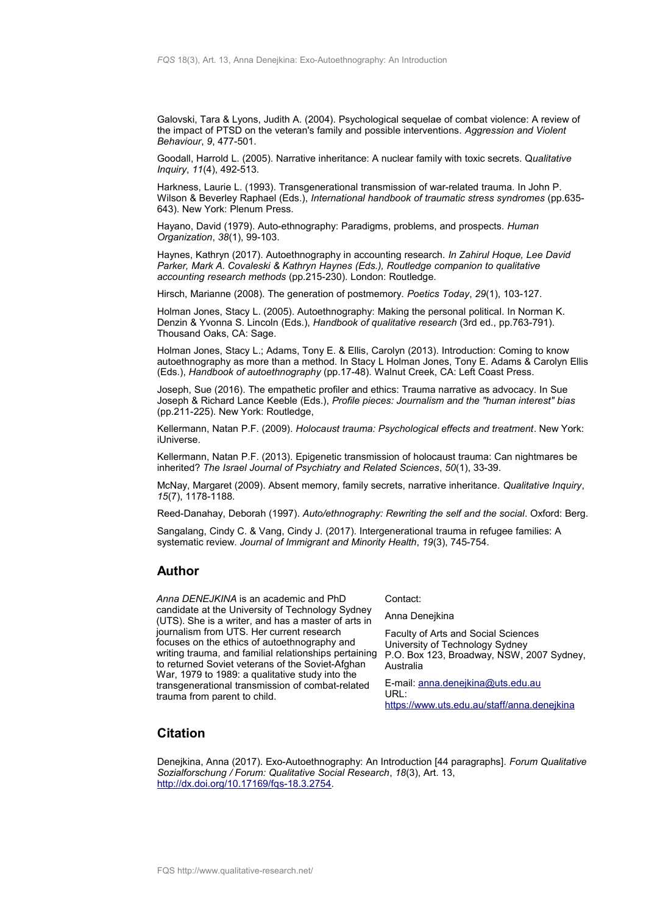Galovski, Tara & Lyons, Judith A. (2004). Psychological sequelae of combat violence: A review of the impact of PTSD on the veteran's family and possible interventions. *Aggression and Violent Behaviour*, *9*, 477-501.

Goodall, Harrold L. (2005). Narrative inheritance: A nuclear family with toxic secrets. Q*ualitative Inquiry*, *11*(4), 492-513.

Harkness, Laurie L. (1993). Transgenerational transmission of war-related trauma. In John P. Wilson & Beverley Raphael (Eds.), *International handbook of traumatic stress syndromes* (pp.635-643). New York: Plenum Press.

Hayano, David (1979). Auto-ethnography: Paradigms, problems, and prospects. *Human Organization*, *38*(1), 99-103.

Haynes, Kathryn (2017). Autoethnography in accounting research. *In Zahirul Hoque, Lee David Parker, Mark A. Covaleski & Kathryn Haynes (Eds.), Routledge companion to qualitative accounting research methods* (pp.215-230). London: Routledge.

Hirsch, Marianne (2008). The generation of postmemory. *Poetics Today*, *29*(1), 103-127.

Holman Jones, Stacy L. (2005). Autoethnography: Making the personal political. In Norman K. Denzin & Yvonna S. Lincoln (Eds.), *Handbook of qualitative research* (3rd ed., pp.763-791). Thousand Oaks, CA: Sage.

Holman Jones, Stacy L.; Adams, Tony E. & Ellis, Carolyn (2013). Introduction: Coming to know autoethnography as more than a method. In Stacy L Holman Jones, Tony E. Adams & Carolyn Ellis (Eds.), *Handbook of autoethnography* (pp.17-48). Walnut Creek, CA: Left Coast Press.

Joseph, Sue (2016). The empathetic profiler and ethics: Trauma narrative as advocacy. In Sue Joseph & Richard Lance Keeble (Eds.), *Profile pieces: Journalism and the "human interest" bias* (pp.211-225). New York: Routledge,

Kellermann, Natan P.F. (2009). *Holocaust trauma: Psychological effects and treatment*. New York: iUniverse.

Kellermann, Natan P.F. (2013). Epigenetic transmission of holocaust trauma: Can nightmares be inherited? *The Israel Journal of Psychiatry and Related Sciences*, *50*(1), 33-39.

McNay, Margaret (2009). Absent memory, family secrets, narrative inheritance. *Qualitative Inquiry*, *15*(7), 1178-1188.

Reed-Danahay, Deborah (1997). *Auto/ethnography: Rewriting the self and the social*. Oxford: Berg.

Sangalang, Cindy C. & Vang, Cindy J. (2017). Intergenerational trauma in refugee families: A systematic review. *Journal of Immigrant and Minority Health*, *19*(3), 745-754.

## Author

*Anna DENEJKINA* is an academic and PhD candidate at the University of Technology Sydney (UTS). She is a writer, and has a master of arts in journalism from UTS. Her current research focuses on the ethics of autoethnography and writing trauma, and familial relationships pertaining to returned Soviet veterans of the Soviet-Afghan War, 1979 to 1989: a qualitative study into the transgenerational transmission of combat-related trauma from parent to child.

Contact:

Anna Denejkina

Faculty of Arts and Social Sciences
University of Technology Sydney
P.O. Box 123, Broadway, NSW, 2007 Sydney, Australia

E-mail: anna.denejkina@uts.edu.au
URL: https://www.uts.edu.au/staff/anna.denejkina

## Citation

Denejkina, Anna (2017). Exo-Autoethnography: An Introduction [44 paragraphs]. *Forum Qualitative Sozialforschung / Forum: Qualitative Social Research*, *18*(3), Art. 13, http://dx.doi.org/10.17169/fqs-18.3.2754.